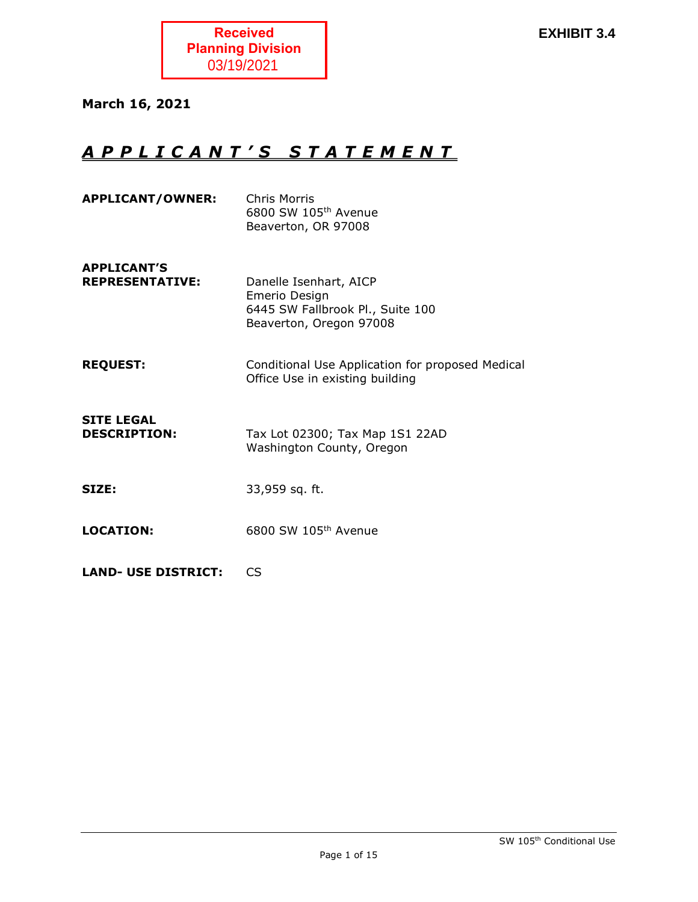**Received**
**Planning Division**
03/19/2021

**EXHIBIT 3.4**

**March 16, 2021**

# ***APPLICANT'S STATEMENT***

| | |
|---|---|
| **APPLICANT/OWNER:** | Chris Morris<br>6800 SW 105th Avenue<br>Beaverton, OR 97008 |
| **APPLICANT'S REPRESENTATIVE:** | Danelle Isenhart, AICP<br>Emerio Design<br>6445 SW Fallbrook Pl., Suite 100<br>Beaverton, Oregon 97008 |
| **REQUEST:** | Conditional Use Application for proposed Medical Office Use in existing building |
| **SITE LEGAL DESCRIPTION:** | Tax Lot 02300; Tax Map 1S1 22AD<br>Washington County, Oregon |
| **SIZE:** | 33,959 sq. ft. |
| **LOCATION:** | 6800 SW 105th Avenue |
| **LAND- USE DISTRICT:** | CS |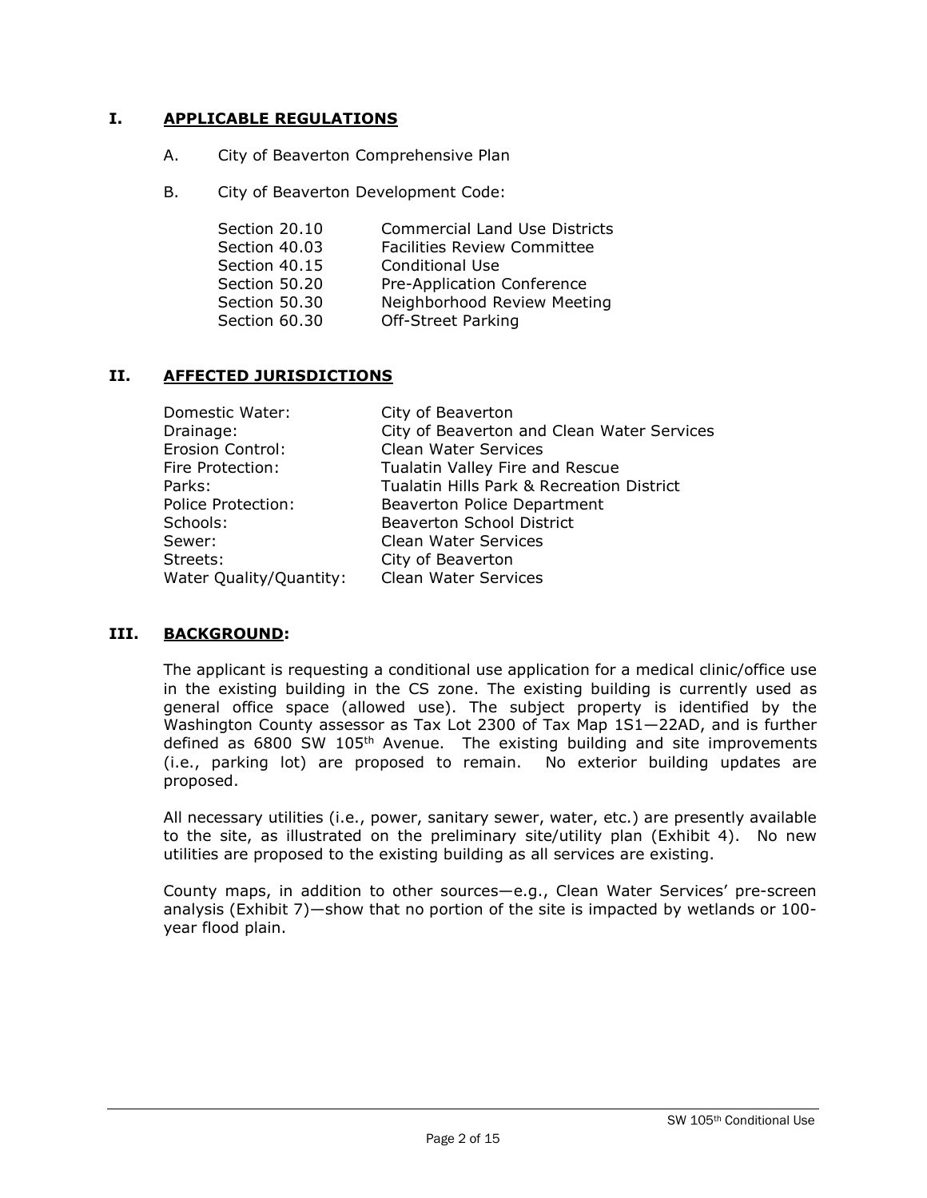## I. APPLICABLE REGULATIONS

A. City of Beaverton Comprehensive Plan

B. City of Beaverton Development Code:

| | |
|---|---|
| Section 20.10 | Commercial Land Use Districts |
| Section 40.03 | Facilities Review Committee |
| Section 40.15 | Conditional Use |
| Section 50.20 | Pre-Application Conference |
| Section 50.30 | Neighborhood Review Meeting |
| Section 60.30 | Off-Street Parking |

## II. AFFECTED JURISDICTIONS

| | |
|---|---|
| Domestic Water: | City of Beaverton |
| Drainage: | City of Beaverton and Clean Water Services |
| Erosion Control: | Clean Water Services |
| Fire Protection: | Tualatin Valley Fire and Rescue |
| Parks: | Tualatin Hills Park & Recreation District |
| Police Protection: | Beaverton Police Department |
| Schools: | Beaverton School District |
| Sewer: | Clean Water Services |
| Streets: | City of Beaverton |
| Water Quality/Quantity: | Clean Water Services |

## III. BACKGROUND:

The applicant is requesting a conditional use application for a medical clinic/office use in the existing building in the CS zone. The existing building is currently used as general office space (allowed use). The subject property is identified by the Washington County assessor as Tax Lot 2300 of Tax Map 1S1—22AD, and is further defined as 6800 SW 105th Avenue. The existing building and site improvements (i.e., parking lot) are proposed to remain. No exterior building updates are proposed.

All necessary utilities (i.e., power, sanitary sewer, water, etc.) are presently available to the site, as illustrated on the preliminary site/utility plan (Exhibit 4). No new utilities are proposed to the existing building as all services are existing.

County maps, in addition to other sources—e.g., Clean Water Services' pre-screen analysis (Exhibit 7)—show that no portion of the site is impacted by wetlands or 100-year flood plain.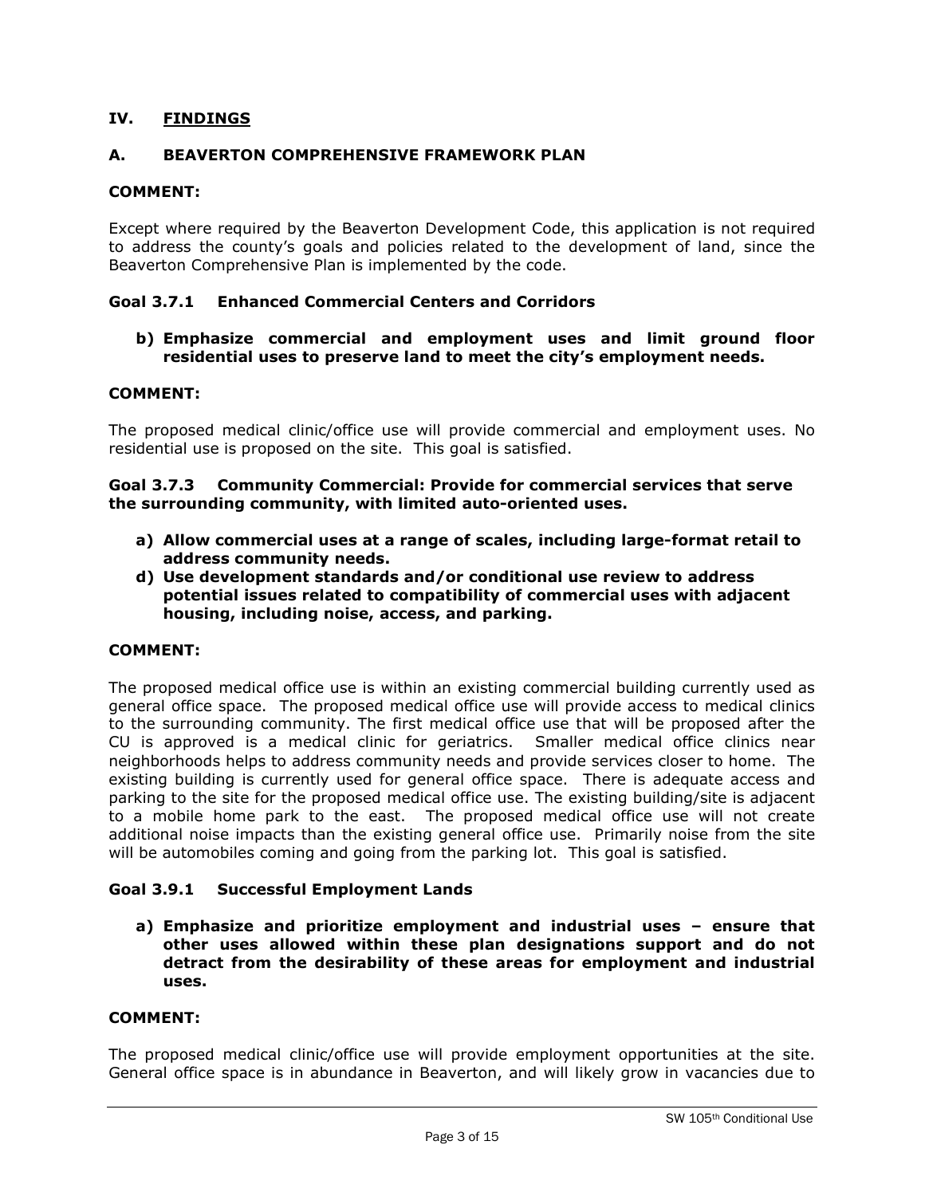## IV. FINDINGS

### A. BEAVERTON COMPREHENSIVE FRAMEWORK PLAN

**COMMENT:**

Except where required by the Beaverton Development Code, this application is not required to address the county's goals and policies related to the development of land, since the Beaverton Comprehensive Plan is implemented by the code.

**Goal 3.7.1 Enhanced Commercial Centers and Corridors**

**b) Emphasize commercial and employment uses and limit ground floor residential uses to preserve land to meet the city's employment needs.**

**COMMENT:**

The proposed medical clinic/office use will provide commercial and employment uses. No residential use is proposed on the site. This goal is satisfied.

**Goal 3.7.3 Community Commercial: Provide for commercial services that serve the surrounding community, with limited auto-oriented uses.**

**a) Allow commercial uses at a range of scales, including large-format retail to address community needs.**
**d) Use development standards and/or conditional use review to address potential issues related to compatibility of commercial uses with adjacent housing, including noise, access, and parking.**

**COMMENT:**

The proposed medical office use is within an existing commercial building currently used as general office space. The proposed medical office use will provide access to medical clinics to the surrounding community. The first medical office use that will be proposed after the CU is approved is a medical clinic for geriatrics. Smaller medical office clinics near neighborhoods helps to address community needs and provide services closer to home. The existing building is currently used for general office space. There is adequate access and parking to the site for the proposed medical office use. The existing building/site is adjacent to a mobile home park to the east. The proposed medical office use will not create additional noise impacts than the existing general office use. Primarily noise from the site will be automobiles coming and going from the parking lot. This goal is satisfied.

**Goal 3.9.1 Successful Employment Lands**

**a) Emphasize and prioritize employment and industrial uses – ensure that other uses allowed within these plan designations support and do not detract from the desirability of these areas for employment and industrial uses.**

**COMMENT:**

The proposed medical clinic/office use will provide employment opportunities at the site. General office space is in abundance in Beaverton, and will likely grow in vacancies due to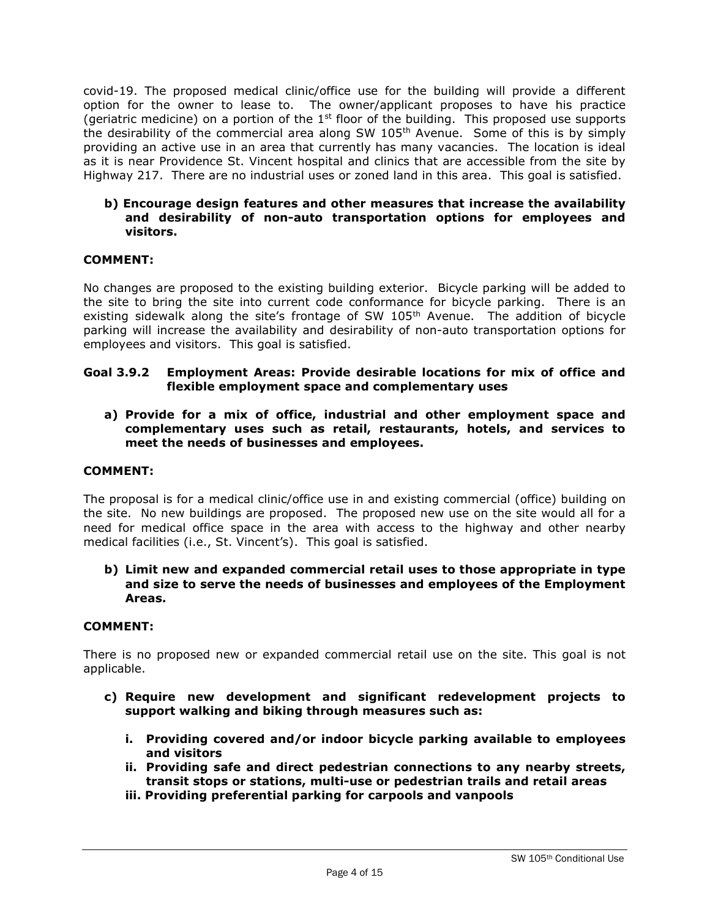covid-19. The proposed medical clinic/office use for the building will provide a different option for the owner to lease to. The owner/applicant proposes to have his practice (geriatric medicine) on a portion of the 1st floor of the building. This proposed use supports the desirability of the commercial area along SW 105th Avenue. Some of this is by simply providing an active use in an area that currently has many vacancies. The location is ideal as it is near Providence St. Vincent hospital and clinics that are accessible from the site by Highway 217. There are no industrial uses or zoned land in this area. This goal is satisfied.

**b) Encourage design features and other measures that increase the availability and desirability of non-auto transportation options for employees and visitors.**

**COMMENT:**

No changes are proposed to the existing building exterior. Bicycle parking will be added to the site to bring the site into current code conformance for bicycle parking. There is an existing sidewalk along the site's frontage of SW 105th Avenue. The addition of bicycle parking will increase the availability and desirability of non-auto transportation options for employees and visitors. This goal is satisfied.

**Goal 3.9.2 Employment Areas: Provide desirable locations for mix of office and flexible employment space and complementary uses**

**a) Provide for a mix of office, industrial and other employment space and complementary uses such as retail, restaurants, hotels, and services to meet the needs of businesses and employees.**

**COMMENT:**

The proposal is for a medical clinic/office use in and existing commercial (office) building on the site. No new buildings are proposed. The proposed new use on the site would all for a need for medical office space in the area with access to the highway and other nearby medical facilities (i.e., St. Vincent's). This goal is satisfied.

**b) Limit new and expanded commercial retail uses to those appropriate in type and size to serve the needs of businesses and employees of the Employment Areas.**

**COMMENT:**

There is no proposed new or expanded commercial retail use on the site. This goal is not applicable.

**c) Require new development and significant redevelopment projects to support walking and biking through measures such as:**

**i. Providing covered and/or indoor bicycle parking available to employees and visitors**

**ii. Providing safe and direct pedestrian connections to any nearby streets, transit stops or stations, multi-use or pedestrian trails and retail areas**

**iii. Providing preferential parking for carpools and vanpools**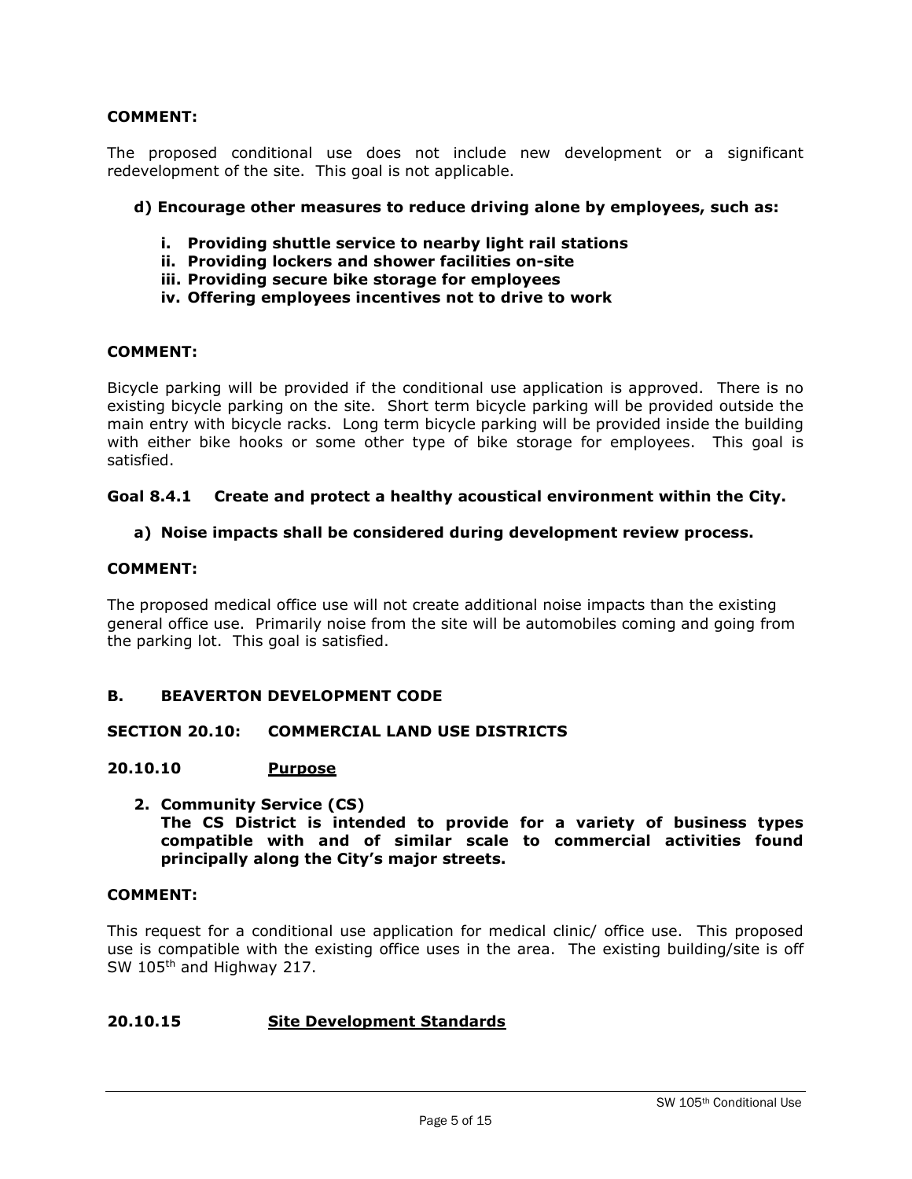**COMMENT:**

The proposed conditional use does not include new development or a significant redevelopment of the site. This goal is not applicable.

**d) Encourage other measures to reduce driving alone by employees, such as:**

- **i. Providing shuttle service to nearby light rail stations**
- **ii. Providing lockers and shower facilities on-site**
- **iii. Providing secure bike storage for employees**
- **iv. Offering employees incentives not to drive to work**

**COMMENT:**

Bicycle parking will be provided if the conditional use application is approved. There is no existing bicycle parking on the site. Short term bicycle parking will be provided outside the main entry with bicycle racks. Long term bicycle parking will be provided inside the building with either bike hooks or some other type of bike storage for employees. This goal is satisfied.

**Goal 8.4.1 Create and protect a healthy acoustical environment within the City.**

**a) Noise impacts shall be considered during development review process.**

**COMMENT:**

The proposed medical office use will not create additional noise impacts than the existing general office use. Primarily noise from the site will be automobiles coming and going from the parking lot. This goal is satisfied.

## B. BEAVERTON DEVELOPMENT CODE

### SECTION 20.10: COMMERCIAL LAND USE DISTRICTS

### 20.10.10 Purpose

**2. Community Service (CS)**
**The CS District is intended to provide for a variety of business types compatible with and of similar scale to commercial activities found principally along the City's major streets.**

**COMMENT:**

This request for a conditional use application for medical clinic/ office use. This proposed use is compatible with the existing office uses in the area. The existing building/site is off SW 105th and Highway 217.

### 20.10.15 Site Development Standards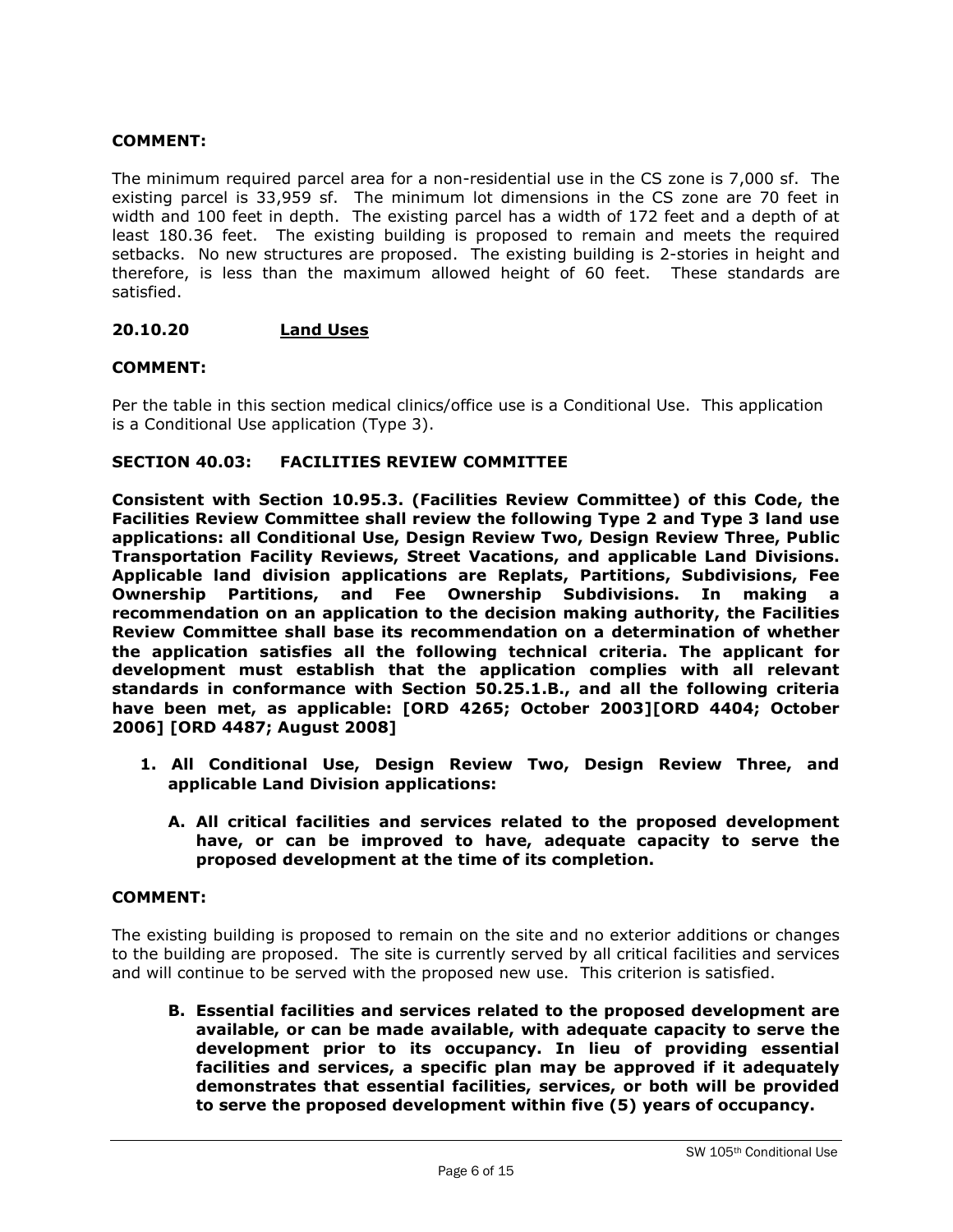**COMMENT:**

The minimum required parcel area for a non-residential use in the CS zone is 7,000 sf. The existing parcel is 33,959 sf. The minimum lot dimensions in the CS zone are 70 feet in width and 100 feet in depth. The existing parcel has a width of 172 feet and a depth of at least 180.36 feet. The existing building is proposed to remain and meets the required setbacks. No new structures are proposed. The existing building is 2-stories in height and therefore, is less than the maximum allowed height of 60 feet. These standards are satisfied.

### 20.10.20 Land Uses

**COMMENT:**

Per the table in this section medical clinics/office use is a Conditional Use. This application is a Conditional Use application (Type 3).

### SECTION 40.03: FACILITIES REVIEW COMMITTEE

**Consistent with Section 10.95.3. (Facilities Review Committee) of this Code, the Facilities Review Committee shall review the following Type 2 and Type 3 land use applications: all Conditional Use, Design Review Two, Design Review Three, Public Transportation Facility Reviews, Street Vacations, and applicable Land Divisions. Applicable land division applications are Replats, Partitions, Subdivisions, Fee Ownership Partitions, and Fee Ownership Subdivisions. In making a recommendation on an application to the decision making authority, the Facilities Review Committee shall base its recommendation on a determination of whether the application satisfies all the following technical criteria. The applicant for development must establish that the application complies with all relevant standards in conformance with Section 50.25.1.B., and all the following criteria have been met, as applicable: [ORD 4265; October 2003][ORD 4404; October 2006] [ORD 4487; August 2008]**

1. **All Conditional Use, Design Review Two, Design Review Three, and applicable Land Division applications:**

   A. **All critical facilities and services related to the proposed development have, or can be improved to have, adequate capacity to serve the proposed development at the time of its completion.**

**COMMENT:**

The existing building is proposed to remain on the site and no exterior additions or changes to the building are proposed. The site is currently served by all critical facilities and services and will continue to be served with the proposed new use. This criterion is satisfied.

   B. **Essential facilities and services related to the proposed development are available, or can be made available, with adequate capacity to serve the development prior to its occupancy. In lieu of providing essential facilities and services, a specific plan may be approved if it adequately demonstrates that essential facilities, services, or both will be provided to serve the proposed development within five (5) years of occupancy.**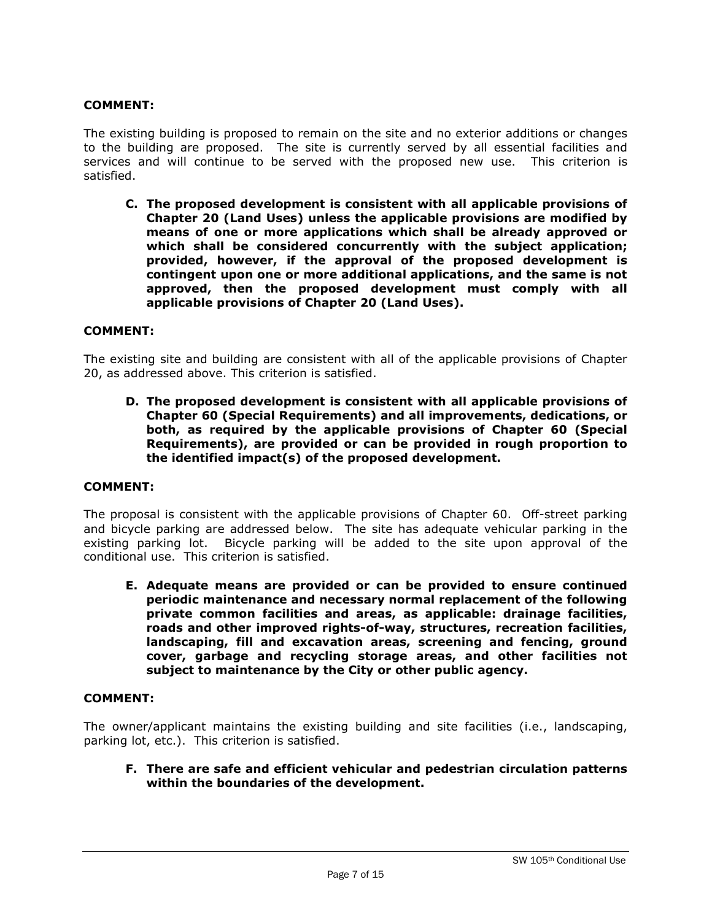**COMMENT:**

The existing building is proposed to remain on the site and no exterior additions or changes to the building are proposed. The site is currently served by all essential facilities and services and will continue to be served with the proposed new use. This criterion is satisfied.

> **C. The proposed development is consistent with all applicable provisions of Chapter 20 (Land Uses) unless the applicable provisions are modified by means of one or more applications which shall be already approved or which shall be considered concurrently with the subject application; provided, however, if the approval of the proposed development is contingent upon one or more additional applications, and the same is not approved, then the proposed development must comply with all applicable provisions of Chapter 20 (Land Uses).**

**COMMENT:**

The existing site and building are consistent with all of the applicable provisions of Chapter 20, as addressed above. This criterion is satisfied.

> **D. The proposed development is consistent with all applicable provisions of Chapter 60 (Special Requirements) and all improvements, dedications, or both, as required by the applicable provisions of Chapter 60 (Special Requirements), are provided or can be provided in rough proportion to the identified impact(s) of the proposed development.**

**COMMENT:**

The proposal is consistent with the applicable provisions of Chapter 60. Off-street parking and bicycle parking are addressed below. The site has adequate vehicular parking in the existing parking lot. Bicycle parking will be added to the site upon approval of the conditional use. This criterion is satisfied.

> **E. Adequate means are provided or can be provided to ensure continued periodic maintenance and necessary normal replacement of the following private common facilities and areas, as applicable: drainage facilities, roads and other improved rights-of-way, structures, recreation facilities, landscaping, fill and excavation areas, screening and fencing, ground cover, garbage and recycling storage areas, and other facilities not subject to maintenance by the City or other public agency.**

**COMMENT:**

The owner/applicant maintains the existing building and site facilities (i.e., landscaping, parking lot, etc.). This criterion is satisfied.

> **F. There are safe and efficient vehicular and pedestrian circulation patterns within the boundaries of the development.**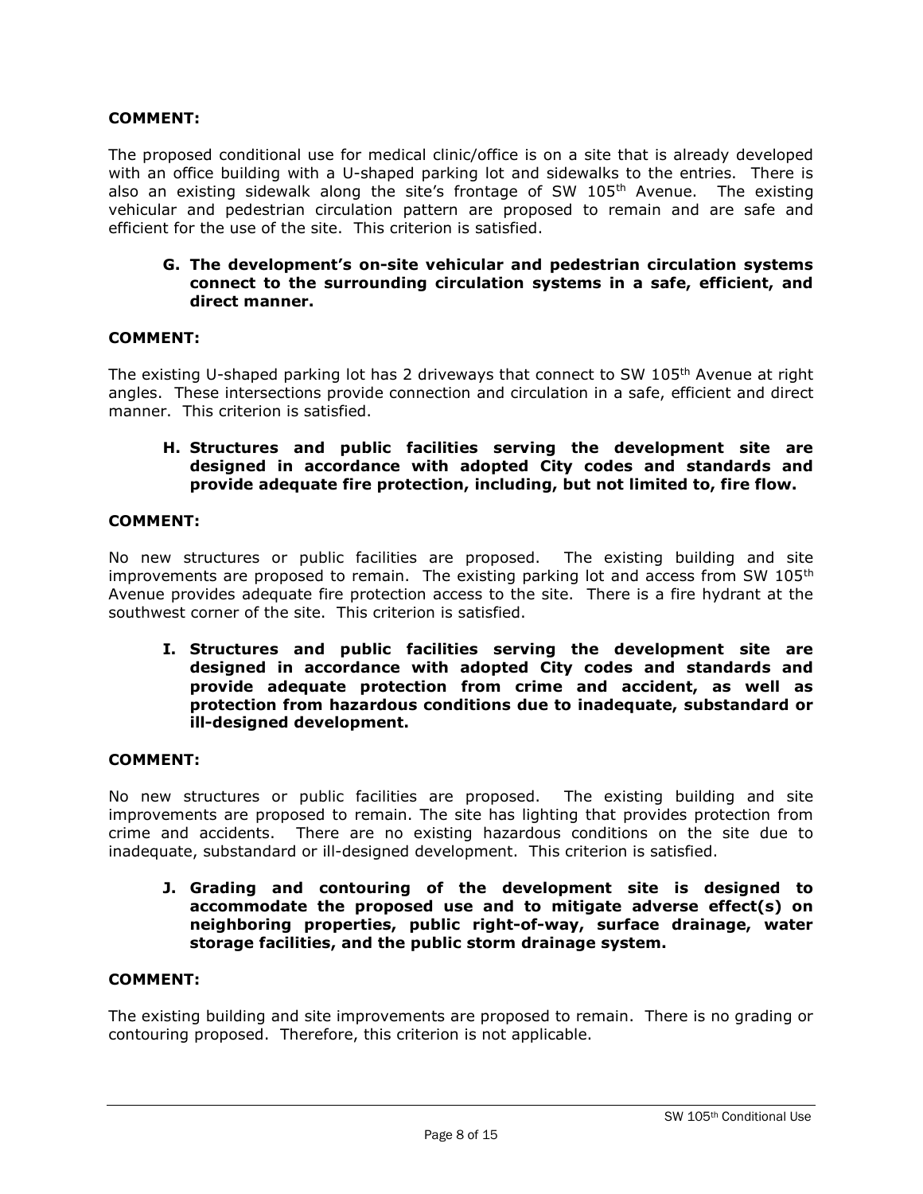**COMMENT:**

The proposed conditional use for medical clinic/office is on a site that is already developed with an office building with a U-shaped parking lot and sidewalks to the entries. There is also an existing sidewalk along the site's frontage of SW 105th Avenue. The existing vehicular and pedestrian circulation pattern are proposed to remain and are safe and efficient for the use of the site. This criterion is satisfied.

**G. The development's on-site vehicular and pedestrian circulation systems connect to the surrounding circulation systems in a safe, efficient, and direct manner.**

**COMMENT:**

The existing U-shaped parking lot has 2 driveways that connect to SW 105th Avenue at right angles. These intersections provide connection and circulation in a safe, efficient and direct manner. This criterion is satisfied.

**H. Structures and public facilities serving the development site are designed in accordance with adopted City codes and standards and provide adequate fire protection, including, but not limited to, fire flow.**

**COMMENT:**

No new structures or public facilities are proposed. The existing building and site improvements are proposed to remain. The existing parking lot and access from SW 105th Avenue provides adequate fire protection access to the site. There is a fire hydrant at the southwest corner of the site. This criterion is satisfied.

**I. Structures and public facilities serving the development site are designed in accordance with adopted City codes and standards and provide adequate protection from crime and accident, as well as protection from hazardous conditions due to inadequate, substandard or ill-designed development.**

**COMMENT:**

No new structures or public facilities are proposed. The existing building and site improvements are proposed to remain. The site has lighting that provides protection from crime and accidents. There are no existing hazardous conditions on the site due to inadequate, substandard or ill-designed development. This criterion is satisfied.

**J. Grading and contouring of the development site is designed to accommodate the proposed use and to mitigate adverse effect(s) on neighboring properties, public right-of-way, surface drainage, water storage facilities, and the public storm drainage system.**

**COMMENT:**

The existing building and site improvements are proposed to remain. There is no grading or contouring proposed. Therefore, this criterion is not applicable.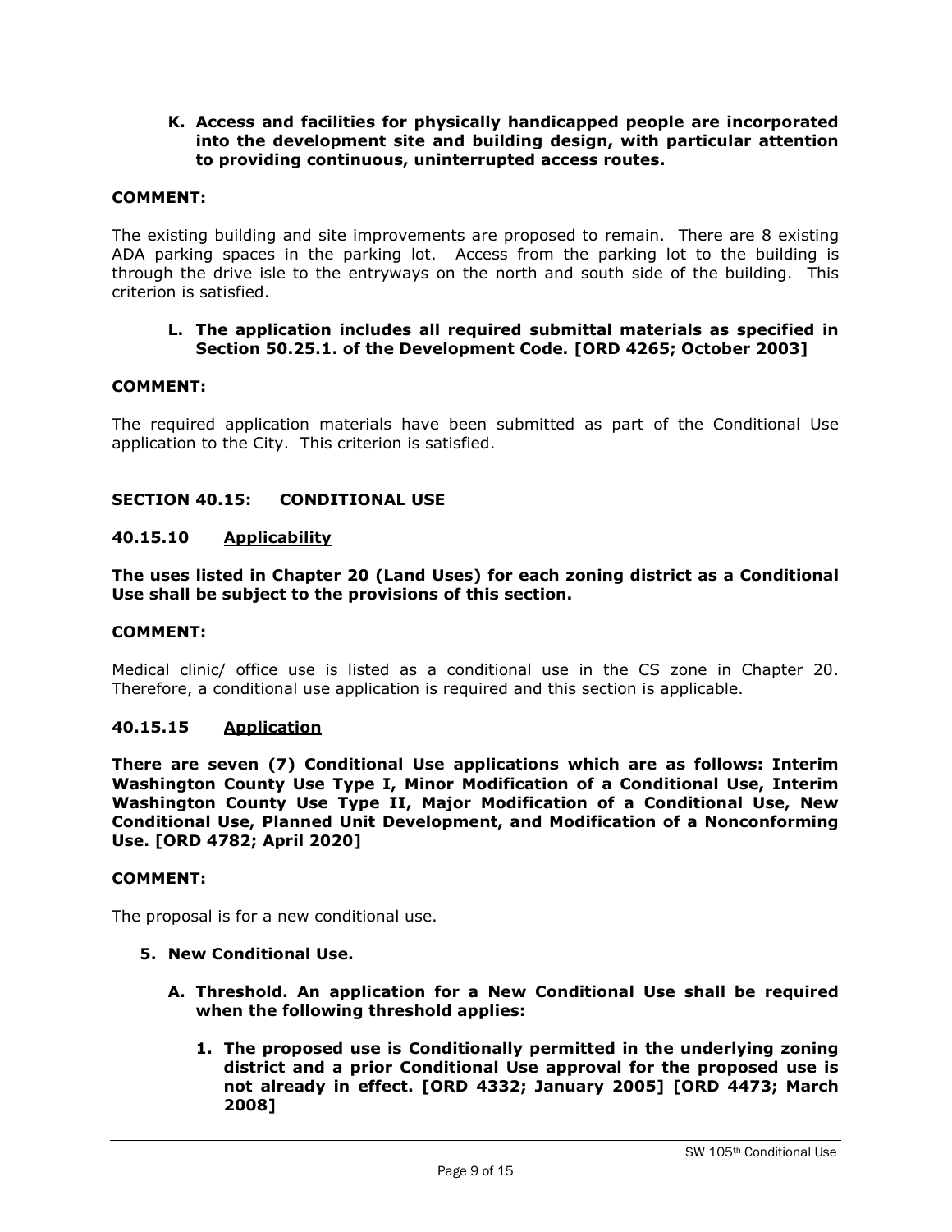**K. Access and facilities for physically handicapped people are incorporated into the development site and building design, with particular attention to providing continuous, uninterrupted access routes.**

**COMMENT:**

The existing building and site improvements are proposed to remain. There are 8 existing ADA parking spaces in the parking lot. Access from the parking lot to the building is through the drive isle to the entryways on the north and south side of the building. This criterion is satisfied.

**L. The application includes all required submittal materials as specified in Section 50.25.1. of the Development Code. [ORD 4265; October 2003]**

**COMMENT:**

The required application materials have been submitted as part of the Conditional Use application to the City. This criterion is satisfied.

## SECTION 40.15: CONDITIONAL USE

### 40.15.10 Applicability

**The uses listed in Chapter 20 (Land Uses) for each zoning district as a Conditional Use shall be subject to the provisions of this section.**

**COMMENT:**

Medical clinic/ office use is listed as a conditional use in the CS zone in Chapter 20. Therefore, a conditional use application is required and this section is applicable.

### 40.15.15 Application

**There are seven (7) Conditional Use applications which are as follows: Interim Washington County Use Type I, Minor Modification of a Conditional Use, Interim Washington County Use Type II, Major Modification of a Conditional Use, New Conditional Use, Planned Unit Development, and Modification of a Nonconforming Use. [ORD 4782; April 2020]**

**COMMENT:**

The proposal is for a new conditional use.

**5. New Conditional Use.**

**A. Threshold. An application for a New Conditional Use shall be required when the following threshold applies:**

**1. The proposed use is Conditionally permitted in the underlying zoning district and a prior Conditional Use approval for the proposed use is not already in effect. [ORD 4332; January 2005] [ORD 4473; March 2008]**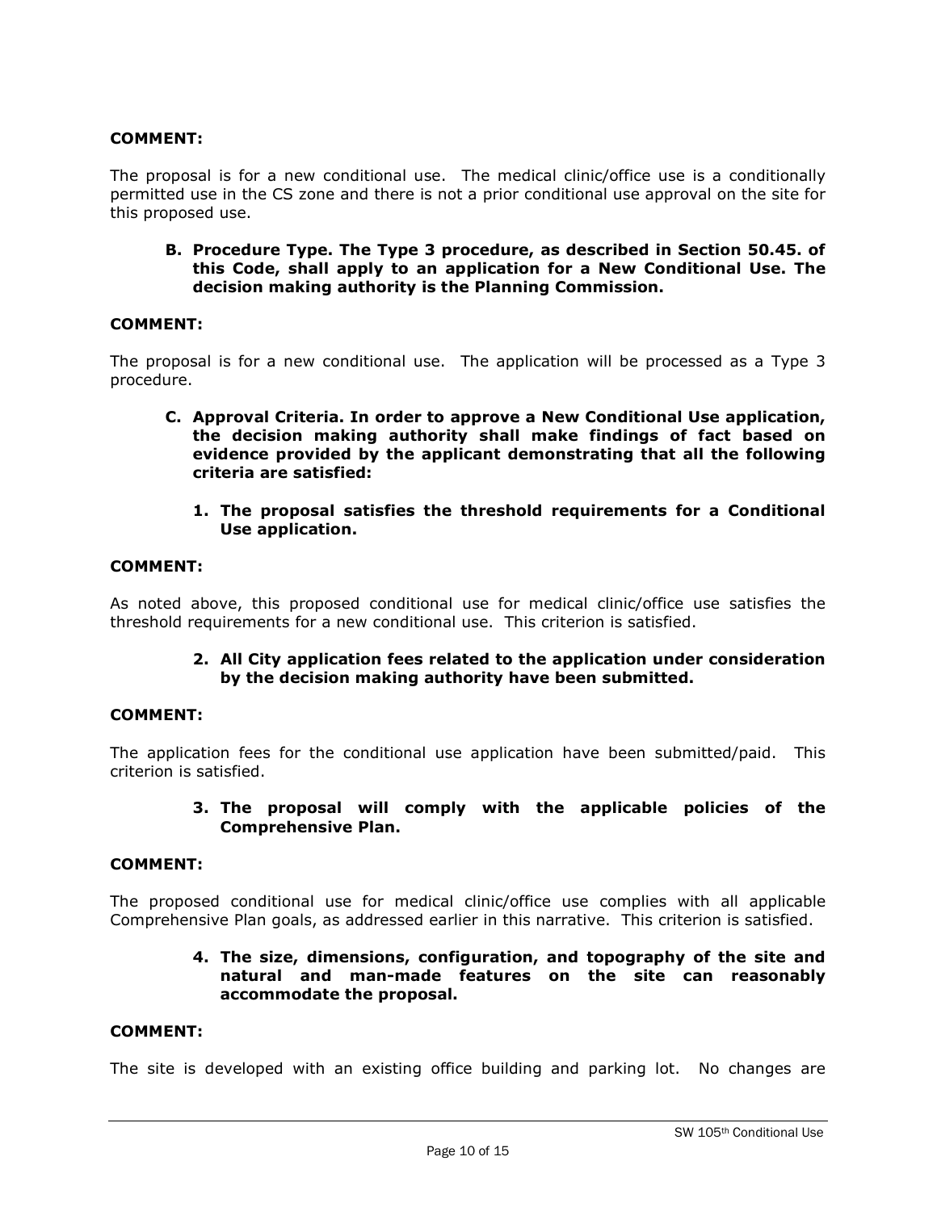**COMMENT:**

The proposal is for a new conditional use. The medical clinic/office use is a conditionally permitted use in the CS zone and there is not a prior conditional use approval on the site for this proposed use.

**B. Procedure Type. The Type 3 procedure, as described in Section 50.45. of this Code, shall apply to an application for a New Conditional Use. The decision making authority is the Planning Commission.**

**COMMENT:**

The proposal is for a new conditional use. The application will be processed as a Type 3 procedure.

**C. Approval Criteria. In order to approve a New Conditional Use application, the decision making authority shall make findings of fact based on evidence provided by the applicant demonstrating that all the following criteria are satisfied:**

**1. The proposal satisfies the threshold requirements for a Conditional Use application.**

**COMMENT:**

As noted above, this proposed conditional use for medical clinic/office use satisfies the threshold requirements for a new conditional use. This criterion is satisfied.

**2. All City application fees related to the application under consideration by the decision making authority have been submitted.**

**COMMENT:**

The application fees for the conditional use application have been submitted/paid. This criterion is satisfied.

**3. The proposal will comply with the applicable policies of the Comprehensive Plan.**

**COMMENT:**

The proposed conditional use for medical clinic/office use complies with all applicable Comprehensive Plan goals, as addressed earlier in this narrative. This criterion is satisfied.

**4. The size, dimensions, configuration, and topography of the site and natural and man-made features on the site can reasonably accommodate the proposal.**

**COMMENT:**

The site is developed with an existing office building and parking lot. No changes are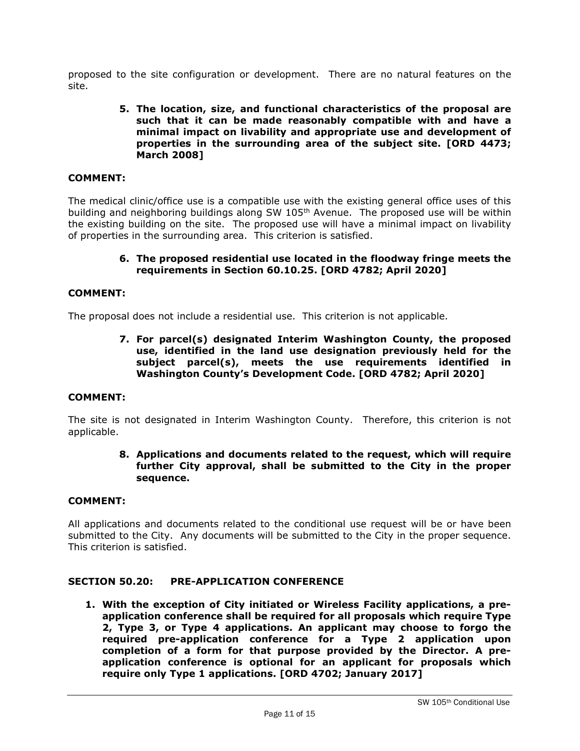proposed to the site configuration or development. There are no natural features on the site.

> **5. The location, size, and functional characteristics of the proposal are such that it can be made reasonably compatible with and have a minimal impact on livability and appropriate use and development of properties in the surrounding area of the subject site. [ORD 4473; March 2008]**

**COMMENT:**

The medical clinic/office use is a compatible use with the existing general office uses of this building and neighboring buildings along SW 105th Avenue. The proposed use will be within the existing building on the site. The proposed use will have a minimal impact on livability of properties in the surrounding area. This criterion is satisfied.

> **6. The proposed residential use located in the floodway fringe meets the requirements in Section 60.10.25. [ORD 4782; April 2020]**

**COMMENT:**

The proposal does not include a residential use. This criterion is not applicable.

> **7. For parcel(s) designated Interim Washington County, the proposed use, identified in the land use designation previously held for the subject parcel(s), meets the use requirements identified in Washington County's Development Code. [ORD 4782; April 2020]**

**COMMENT:**

The site is not designated in Interim Washington County. Therefore, this criterion is not applicable.

> **8. Applications and documents related to the request, which will require further City approval, shall be submitted to the City in the proper sequence.**

**COMMENT:**

All applications and documents related to the conditional use request will be or have been submitted to the City. Any documents will be submitted to the City in the proper sequence. This criterion is satisfied.

### SECTION 50.20: PRE-APPLICATION CONFERENCE

1. **With the exception of City initiated or Wireless Facility applications, a pre-application conference shall be required for all proposals which require Type 2, Type 3, or Type 4 applications. An applicant may choose to forgo the required pre-application conference for a Type 2 application upon completion of a form for that purpose provided by the Director. A pre-application conference is optional for an applicant for proposals which require only Type 1 applications. [ORD 4702; January 2017]**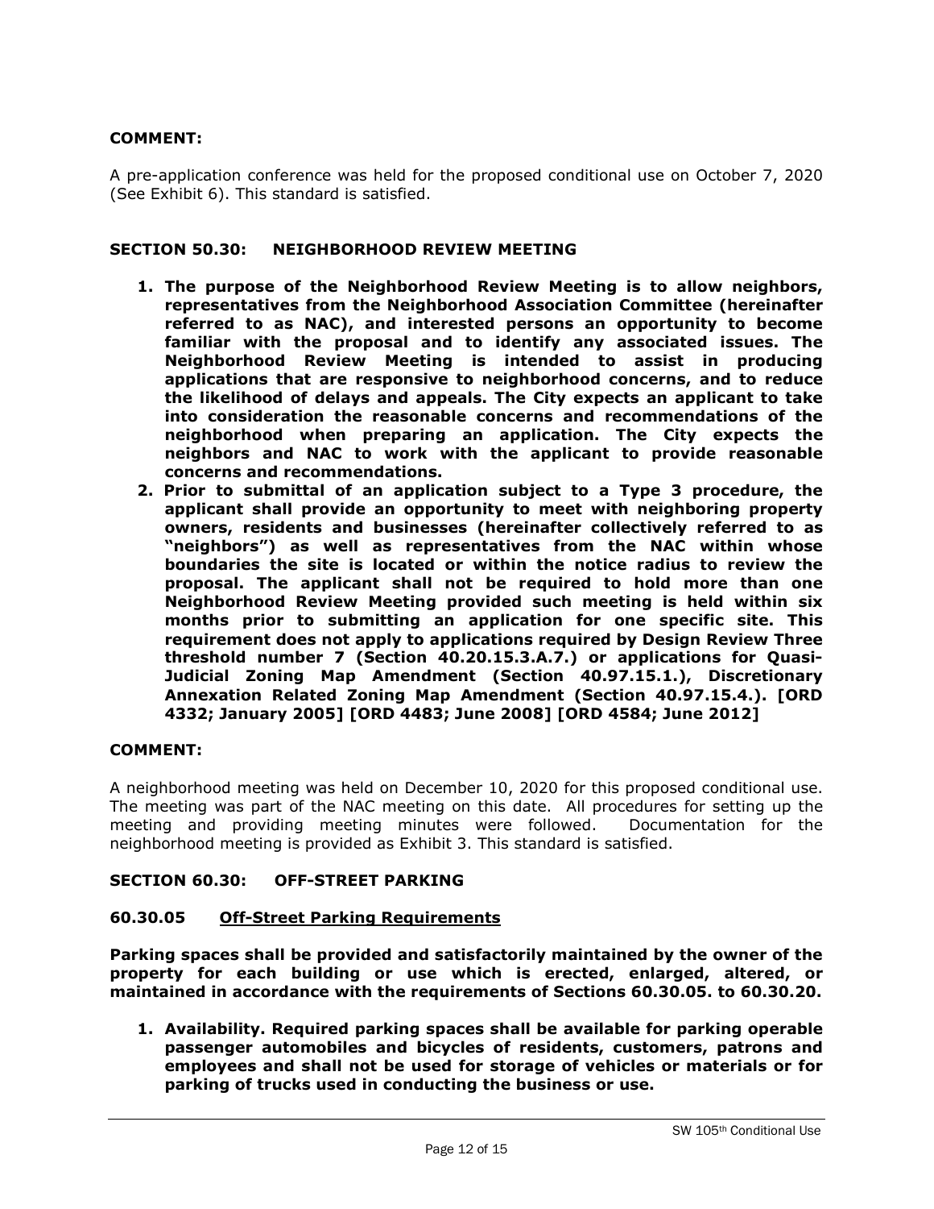**COMMENT:**

A pre-application conference was held for the proposed conditional use on October 7, 2020 (See Exhibit 6). This standard is satisfied.

## SECTION 50.30: NEIGHBORHOOD REVIEW MEETING

1. **The purpose of the Neighborhood Review Meeting is to allow neighbors, representatives from the Neighborhood Association Committee (hereinafter referred to as NAC), and interested persons an opportunity to become familiar with the proposal and to identify any associated issues. The Neighborhood Review Meeting is intended to assist in producing applications that are responsive to neighborhood concerns, and to reduce the likelihood of delays and appeals. The City expects an applicant to take into consideration the reasonable concerns and recommendations of the neighborhood when preparing an application. The City expects the neighbors and NAC to work with the applicant to provide reasonable concerns and recommendations.**
2. **Prior to submittal of an application subject to a Type 3 procedure, the applicant shall provide an opportunity to meet with neighboring property owners, residents and businesses (hereinafter collectively referred to as "neighbors") as well as representatives from the NAC within whose boundaries the site is located or within the notice radius to review the proposal. The applicant shall not be required to hold more than one Neighborhood Review Meeting provided such meeting is held within six months prior to submitting an application for one specific site. This requirement does not apply to applications required by Design Review Three threshold number 7 (Section 40.20.15.3.A.7.) or applications for Quasi-Judicial Zoning Map Amendment (Section 40.97.15.1.), Discretionary Annexation Related Zoning Map Amendment (Section 40.97.15.4.). [ORD 4332; January 2005] [ORD 4483; June 2008] [ORD 4584; June 2012]**

**COMMENT:**

A neighborhood meeting was held on December 10, 2020 for this proposed conditional use. The meeting was part of the NAC meeting on this date. All procedures for setting up the meeting and providing meeting minutes were followed. Documentation for the neighborhood meeting is provided as Exhibit 3. This standard is satisfied.

## SECTION 60.30: OFF-STREET PARKING

### 60.30.05 Off-Street Parking Requirements

**Parking spaces shall be provided and satisfactorily maintained by the owner of the property for each building or use which is erected, enlarged, altered, or maintained in accordance with the requirements of Sections 60.30.05. to 60.30.20.**

1. **Availability. Required parking spaces shall be available for parking operable passenger automobiles and bicycles of residents, customers, patrons and employees and shall not be used for storage of vehicles or materials or for parking of trucks used in conducting the business or use.**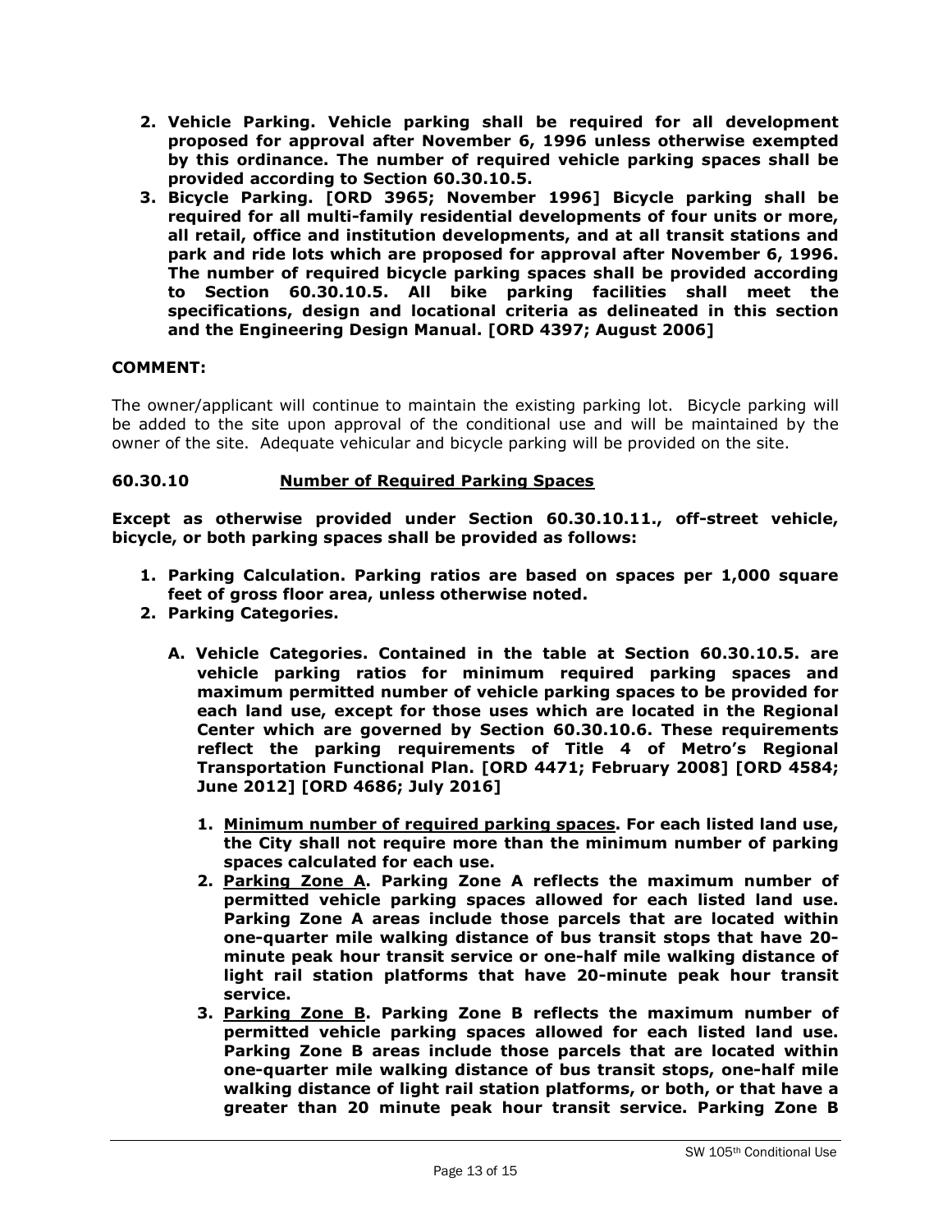2. **Vehicle Parking. Vehicle parking shall be required for all development proposed for approval after November 6, 1996 unless otherwise exempted by this ordinance. The number of required vehicle parking spaces shall be provided according to Section 60.30.10.5.**
3. **Bicycle Parking. [ORD 3965; November 1996] Bicycle parking shall be required for all multi-family residential developments of four units or more, all retail, office and institution developments, and at all transit stations and park and ride lots which are proposed for approval after November 6, 1996. The number of required bicycle parking spaces shall be provided according to Section 60.30.10.5. All bike parking facilities shall meet the specifications, design and locational criteria as delineated in this section and the Engineering Design Manual. [ORD 4397; August 2006]**

**COMMENT:**

The owner/applicant will continue to maintain the existing parking lot. Bicycle parking will be added to the site upon approval of the conditional use and will be maintained by the owner of the site. Adequate vehicular and bicycle parking will be provided on the site.

**60.30.10 Number of Required Parking Spaces**

**Except as otherwise provided under Section 60.30.10.11., off-street vehicle, bicycle, or both parking spaces shall be provided as follows:**

1. **Parking Calculation. Parking ratios are based on spaces per 1,000 square feet of gross floor area, unless otherwise noted.**
2. **Parking Categories.**
   - **A. Vehicle Categories. Contained in the table at Section 60.30.10.5. are vehicle parking ratios for minimum required parking spaces and maximum permitted number of vehicle parking spaces to be provided for each land use, except for those uses which are located in the Regional Center which are governed by Section 60.30.10.6. These requirements reflect the parking requirements of Title 4 of Metro's Regional Transportation Functional Plan. [ORD 4471; February 2008] [ORD 4584; June 2012] [ORD 4686; July 2016]**
     1. **Minimum number of required parking spaces. For each listed land use, the City shall not require more than the minimum number of parking spaces calculated for each use.**
     2. **Parking Zone A. Parking Zone A reflects the maximum number of permitted vehicle parking spaces allowed for each listed land use. Parking Zone A areas include those parcels that are located within one-quarter mile walking distance of bus transit stops that have 20-minute peak hour transit service or one-half mile walking distance of light rail station platforms that have 20-minute peak hour transit service.**
     3. **Parking Zone B. Parking Zone B reflects the maximum number of permitted vehicle parking spaces allowed for each listed land use. Parking Zone B areas include those parcels that are located within one-quarter mile walking distance of bus transit stops, one-half mile walking distance of light rail station platforms, or both, or that have a greater than 20 minute peak hour transit service. Parking Zone B**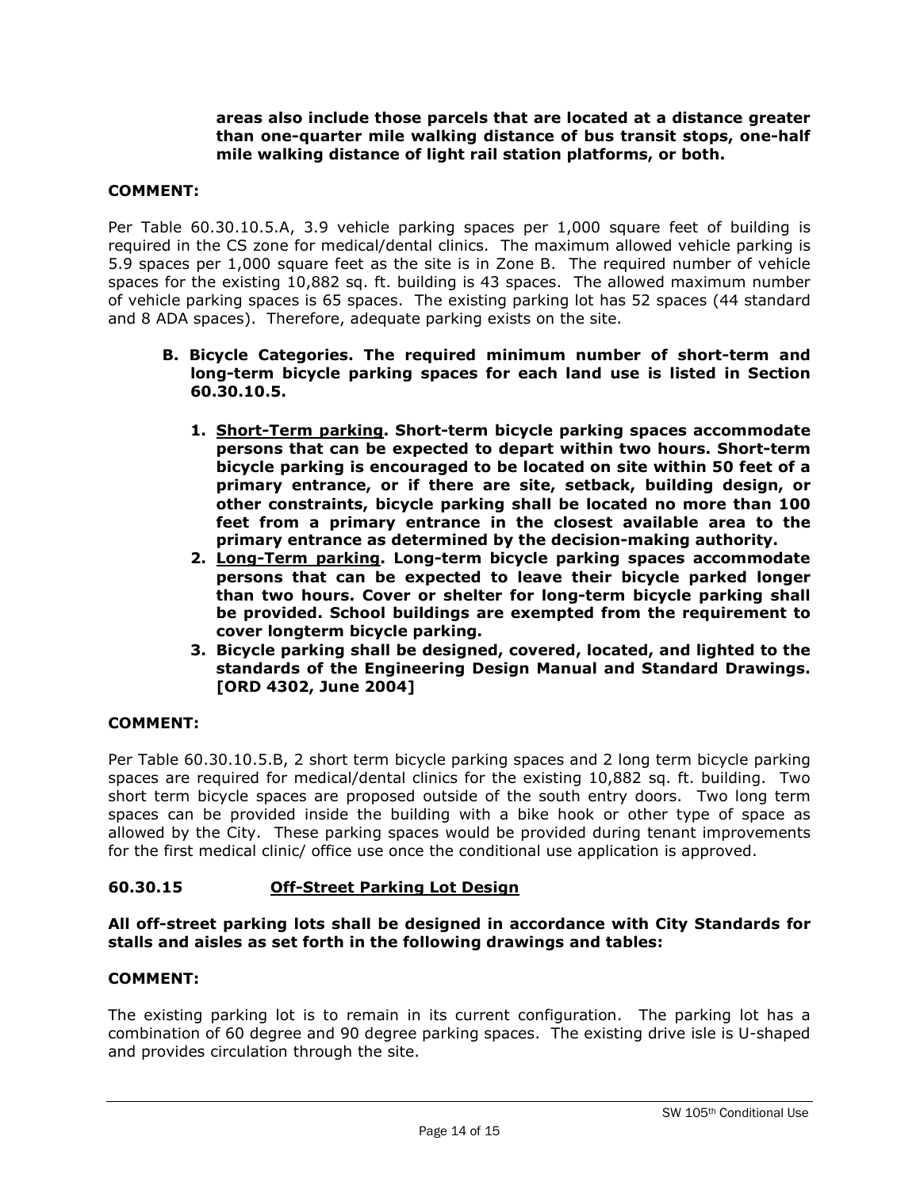**areas also include those parcels that are located at a distance greater than one-quarter mile walking distance of bus transit stops, one-half mile walking distance of light rail station platforms, or both.**

**COMMENT:**

Per Table 60.30.10.5.A, 3.9 vehicle parking spaces per 1,000 square feet of building is required in the CS zone for medical/dental clinics. The maximum allowed vehicle parking is 5.9 spaces per 1,000 square feet as the site is in Zone B. The required number of vehicle spaces for the existing 10,882 sq. ft. building is 43 spaces. The allowed maximum number of vehicle parking spaces is 65 spaces. The existing parking lot has 52 spaces (44 standard and 8 ADA spaces). Therefore, adequate parking exists on the site.

**B. Bicycle Categories. The required minimum number of short-term and long-term bicycle parking spaces for each land use is listed in Section 60.30.10.5.**

1. **<u>Short-Term parking</u>. Short-term bicycle parking spaces accommodate persons that can be expected to depart within two hours. Short-term bicycle parking is encouraged to be located on site within 50 feet of a primary entrance, or if there are site, setback, building design, or other constraints, bicycle parking shall be located no more than 100 feet from a primary entrance in the closest available area to the primary entrance as determined by the decision-making authority.**
2. **<u>Long-Term parking</u>. Long-term bicycle parking spaces accommodate persons that can be expected to leave their bicycle parked longer than two hours. Cover or shelter for long-term bicycle parking shall be provided. School buildings are exempted from the requirement to cover longterm bicycle parking.**
3. **Bicycle parking shall be designed, covered, located, and lighted to the standards of the Engineering Design Manual and Standard Drawings. [ORD 4302, June 2004]**

**COMMENT:**

Per Table 60.30.10.5.B, 2 short term bicycle parking spaces and 2 long term bicycle parking spaces are required for medical/dental clinics for the existing 10,882 sq. ft. building. Two short term bicycle spaces are proposed outside of the south entry doors. Two long term spaces can be provided inside the building with a bike hook or other type of space as allowed by the City. These parking spaces would be provided during tenant improvements for the first medical clinic/ office use once the conditional use application is approved.

## 60.30.15 <u>Off-Street Parking Lot Design</u>

**All off-street parking lots shall be designed in accordance with City Standards for stalls and aisles as set forth in the following drawings and tables:**

**COMMENT:**

The existing parking lot is to remain in its current configuration. The parking lot has a combination of 60 degree and 90 degree parking spaces. The existing drive isle is U-shaped and provides circulation through the site.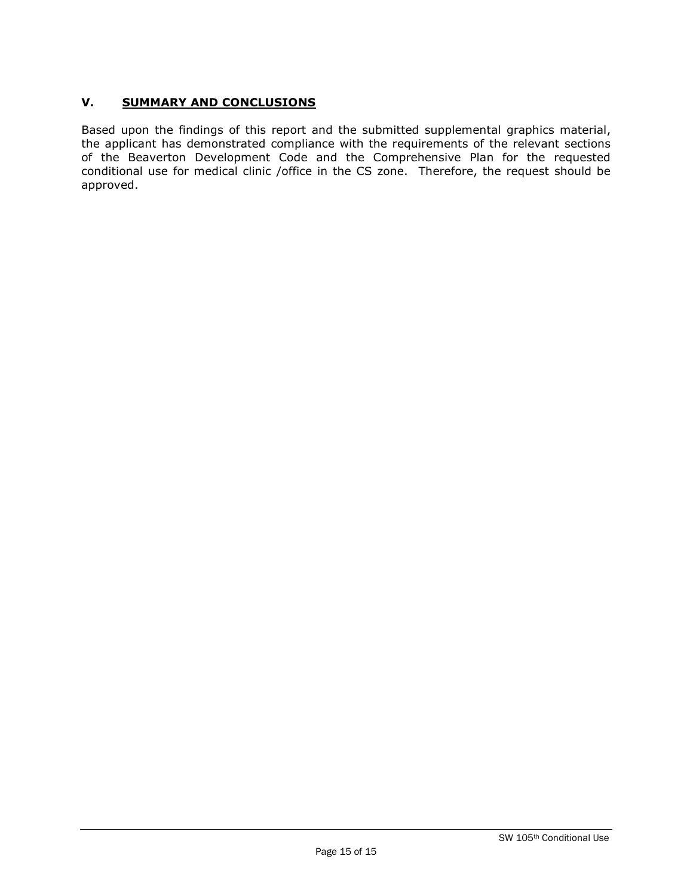## V. SUMMARY AND CONCLUSIONS

Based upon the findings of this report and the submitted supplemental graphics material, the applicant has demonstrated compliance with the requirements of the relevant sections of the Beaverton Development Code and the Comprehensive Plan for the requested conditional use for medical clinic /office in the CS zone. Therefore, the request should be approved.